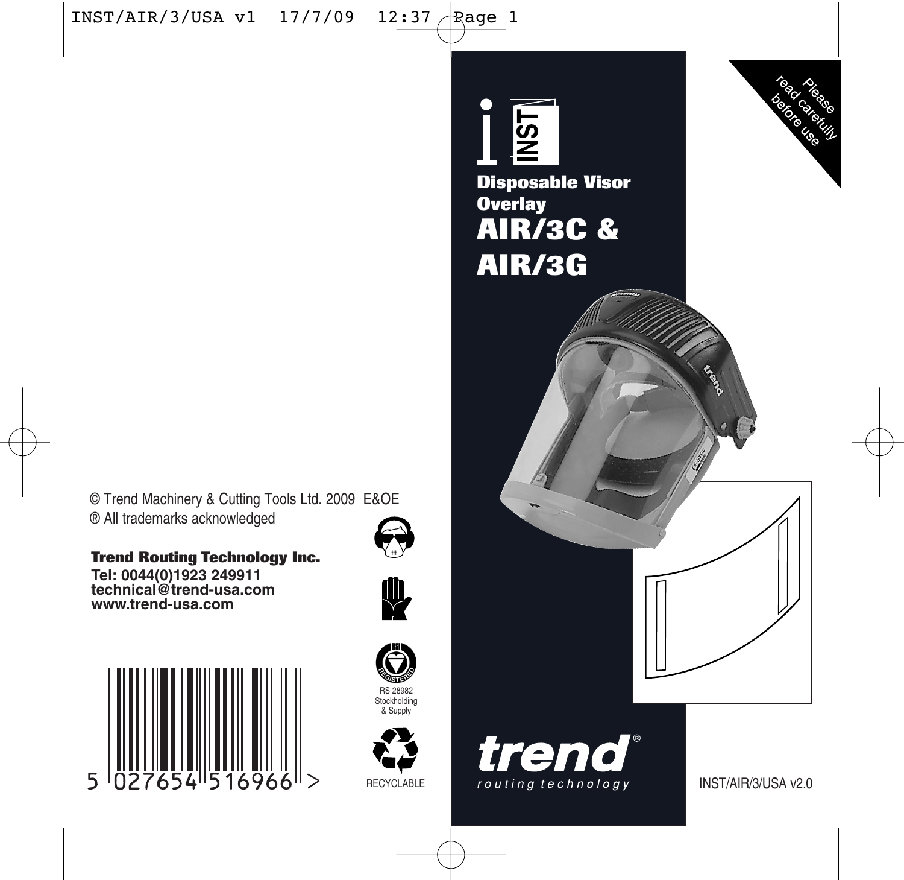Please read carefully before use

INST

# Disposable Visor Overlay

# AIR/3C & AIR/3G

trend

routing technology

INST/AIR/3/USA v2.0

© Trend Machinery & Cutting Tools Ltd. 2009 E&OE
® All trademarks acknowledged

**Trend Routing Technology Inc.**
**Tel: 0044(0)1923 249911**
**technical@trend-usa.com**
**www.trend-usa.com**

5 027654 516966 >

BSI REGISTERED
RS 28982
Stockholding
& Supply

RECYCLABLE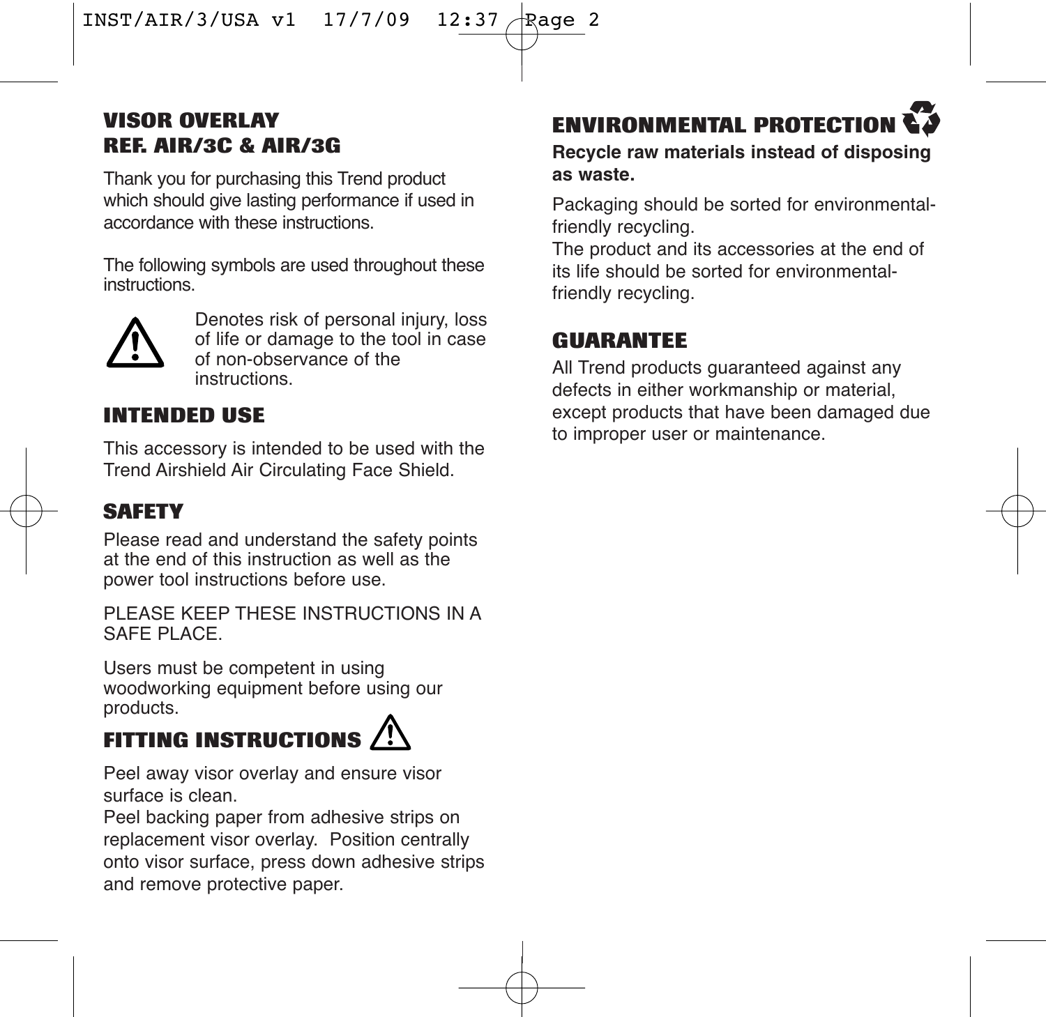## VISOR OVERLAY
## REF. AIR/3C & AIR/3G

Thank you for purchasing this Trend product which should give lasting performance if used in accordance with these instructions.

The following symbols are used throughout these instructions.

⚠ Denotes risk of personal injury, loss of life or damage to the tool in case of non-observance of the instructions.

## INTENDED USE

This accessory is intended to be used with the Trend Airshield Air Circulating Face Shield.

## SAFETY

Please read and understand the safety points at the end of this instruction as well as the power tool instructions before use.

PLEASE KEEP THESE INSTRUCTIONS IN A SAFE PLACE.

Users must be competent in using woodworking equipment before using our products.

## FITTING INSTRUCTIONS ⚠

Peel away visor overlay and ensure visor surface is clean.
Peel backing paper from adhesive strips on replacement visor overlay. Position centrally onto visor surface, press down adhesive strips and remove protective paper.

## ENVIRONMENTAL PROTECTION

**Recycle raw materials instead of disposing as waste.**

Packaging should be sorted for environmental-friendly recycling.
The product and its accessories at the end of its life should be sorted for environmental-friendly recycling.

## GUARANTEE

All Trend products guaranteed against any defects in either workmanship or material, except products that have been damaged due to improper user or maintenance.